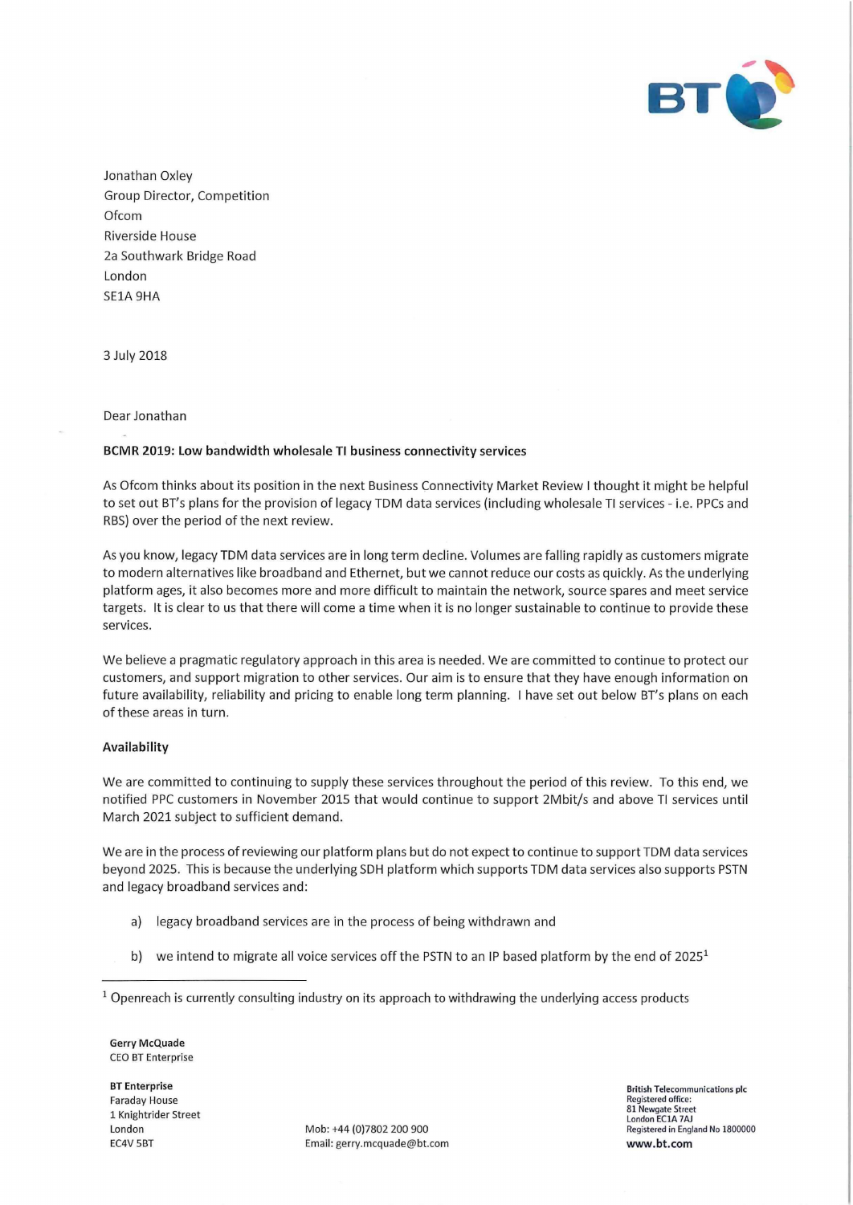Jonathan Oxley
Group Director, Competition
Ofcom
Riverside House
2a Southwark Bridge Road
London
SE1A 9HA

3 July 2018

Dear Jonathan

**BCMR 2019: Low bandwidth wholesale TI business connectivity services**

As Ofcom thinks about its position in the next Business Connectivity Market Review I thought it might be helpful to set out BT's plans for the provision of legacy TDM data services (including wholesale TI services - i.e. PPCs and RBS) over the period of the next review.

As you know, legacy TDM data services are in long term decline. Volumes are falling rapidly as customers migrate to modern alternatives like broadband and Ethernet, but we cannot reduce our costs as quickly. As the underlying platform ages, it also becomes more and more difficult to maintain the network, source spares and meet service targets. It is clear to us that there will come a time when it is no longer sustainable to continue to provide these services.

We believe a pragmatic regulatory approach in this area is needed. We are committed to continue to protect our customers, and support migration to other services. Our aim is to ensure that they have enough information on future availability, reliability and pricing to enable long term planning. I have set out below BT's plans on each of these areas in turn.

**Availability**

We are committed to continuing to supply these services throughout the period of this review. To this end, we notified PPC customers in November 2015 that would continue to support 2Mbit/s and above TI services until March 2021 subject to sufficient demand.

We are in the process of reviewing our platform plans but do not expect to continue to support TDM data services beyond 2025. This is because the underlying SDH platform which supports TDM data services also supports PSTN and legacy broadband services and:

a) legacy broadband services are in the process of being withdrawn and

b) we intend to migrate all voice services off the PSTN to an IP based platform by the end of 2025[1]

[1] Openreach is currently consulting industry on its approach to withdrawing the underlying access products

**Gerry McQuade**
CEO BT Enterprise

**BT Enterprise**
Faraday House
1 Knightrider Street
London
EC4V 5BT

Mob: +44 (0)7802 200 900
Email: gerry.mcquade@bt.com

**British Telecommunications plc**
Registered office:
81 Newgate Street
London EC1A 7AJ
Registered in England No 1800000
**www.bt.com**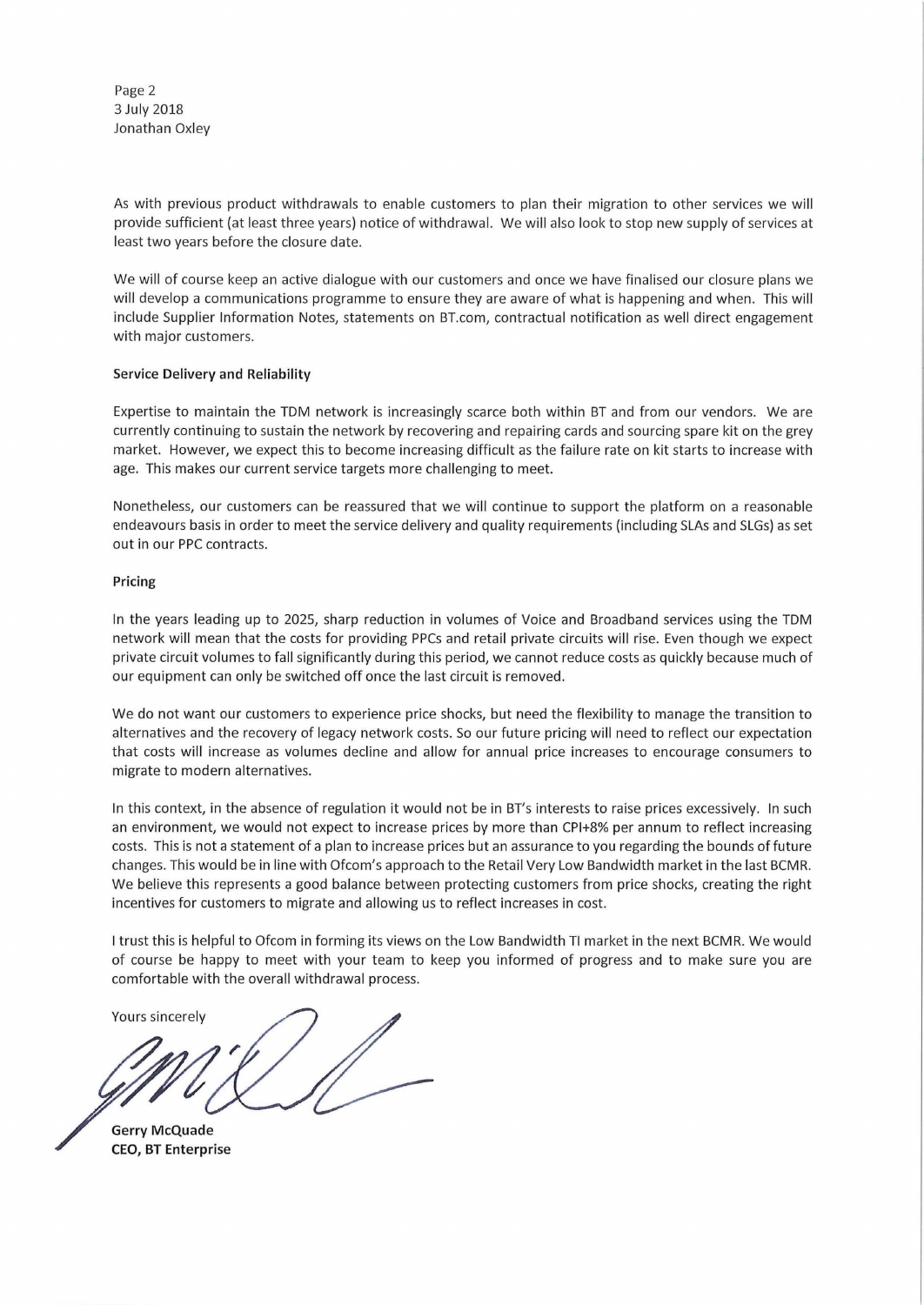As with previous product withdrawals to enable customers to plan their migration to other services we will provide sufficient (at least three years) notice of withdrawal. We will also look to stop new supply of services at least two years before the closure date.

We will of course keep an active dialogue with our customers and once we have finalised our closure plans we will develop a communications programme to ensure they are aware of what is happening and when. This will include Supplier Information Notes, statements on BT.com, contractual notification as well direct engagement with major customers.

**Service Delivery and Reliability**

Expertise to maintain the TDM network is increasingly scarce both within BT and from our vendors. We are currently continuing to sustain the network by recovering and repairing cards and sourcing spare kit on the grey market. However, we expect this to become increasing difficult as the failure rate on kit starts to increase with age. This makes our current service targets more challenging to meet.

Nonetheless, our customers can be reassured that we will continue to support the platform on a reasonable endeavours basis in order to meet the service delivery and quality requirements (including SLAs and SLGs) as set out in our PPC contracts.

**Pricing**

In the years leading up to 2025, sharp reduction in volumes of Voice and Broadband services using the TDM network will mean that the costs for providing PPCs and retail private circuits will rise. Even though we expect private circuit volumes to fall significantly during this period, we cannot reduce costs as quickly because much of our equipment can only be switched off once the last circuit is removed.

We do not want our customers to experience price shocks, but need the flexibility to manage the transition to alternatives and the recovery of legacy network costs. So our future pricing will need to reflect our expectation that costs will increase as volumes decline and allow for annual price increases to encourage consumers to migrate to modern alternatives.

In this context, in the absence of regulation it would not be in BT's interests to raise prices excessively. In such an environment, we would not expect to increase prices by more than CPI+8% per annum to reflect increasing costs. This is not a statement of a plan to increase prices but an assurance to you regarding the bounds of future changes. This would be in line with Ofcom's approach to the Retail Very Low Bandwidth market in the last BCMR. We believe this represents a good balance between protecting customers from price shocks, creating the right incentives for customers to migrate and allowing us to reflect increases in cost.

I trust this is helpful to Ofcom in forming its views on the Low Bandwidth TI market in the next BCMR. We would of course be happy to meet with your team to keep you informed of progress and to make sure you are comfortable with the overall withdrawal process.

Yours sincerely

**Gerry McQuade**
**CEO, BT Enterprise**